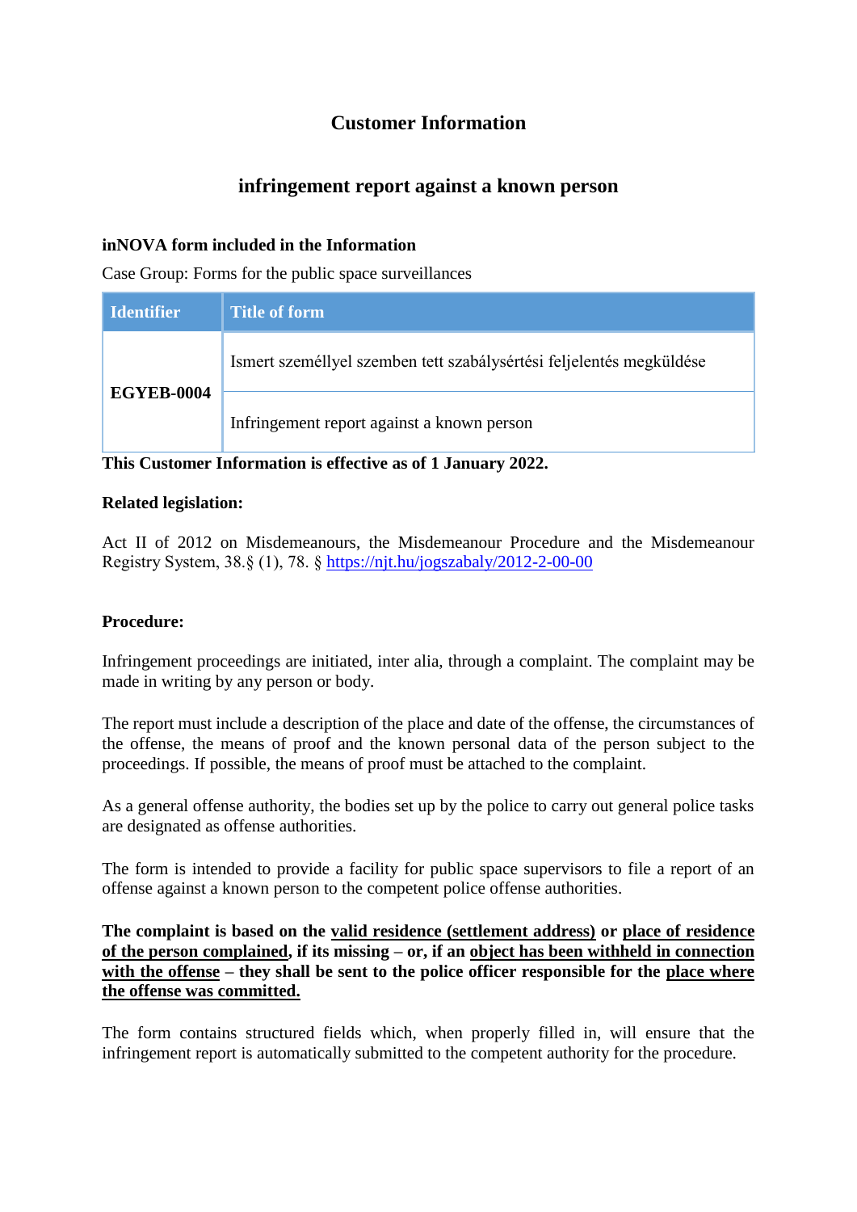# Customer Information

## infringement report against a known person

**inNOVA form included in the Information**

Case Group: Forms for the public space surveillances

| Identifier | Title of form |
| --- | --- |
| **EGYEB-0004** | Ismert személlyel szemben tett szabálysértési feljelentés megküldése |
| | Infringement report against a known person |

**This Customer Information is effective as of 1 January 2022.**

**Related legislation:**

Act II of 2012 on Misdemeanours, the Misdemeanour Procedure and the Misdemeanour Registry System, 38.§ (1), 78. § https://njt.hu/jogszabaly/2012-2-00-00

**Procedure:**

Infringement proceedings are initiated, inter alia, through a complaint. The complaint may be made in writing by any person or body.

The report must include a description of the place and date of the offense, the circumstances of the offense, the means of proof and the known personal data of the person subject to the proceedings. If possible, the means of proof must be attached to the complaint.

As a general offense authority, the bodies set up by the police to carry out general police tasks are designated as offense authorities.

The form is intended to provide a facility for public space supervisors to file a report of an offense against a known person to the competent police offense authorities.

**The complaint is based on the valid residence (settlement address) or place of residence of the person complained, if its missing – or, if an object has been withheld in connection with the offense – they shall be sent to the police officer responsible for the place where the offense was committed.**

The form contains structured fields which, when properly filled in, will ensure that the infringement report is automatically submitted to the competent authority for the procedure.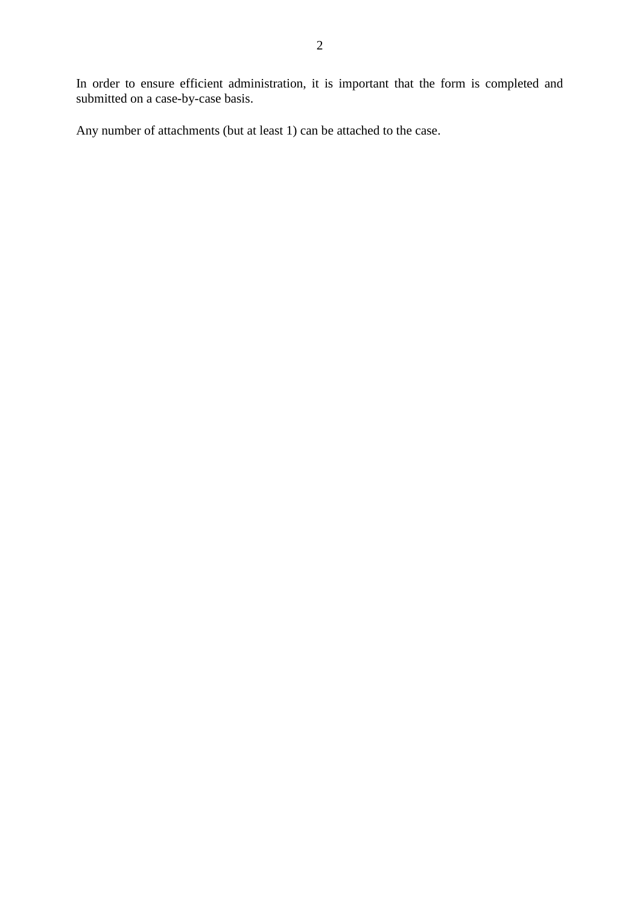In order to ensure efficient administration, it is important that the form is completed and submitted on a case-by-case basis.

Any number of attachments (but at least 1) can be attached to the case.